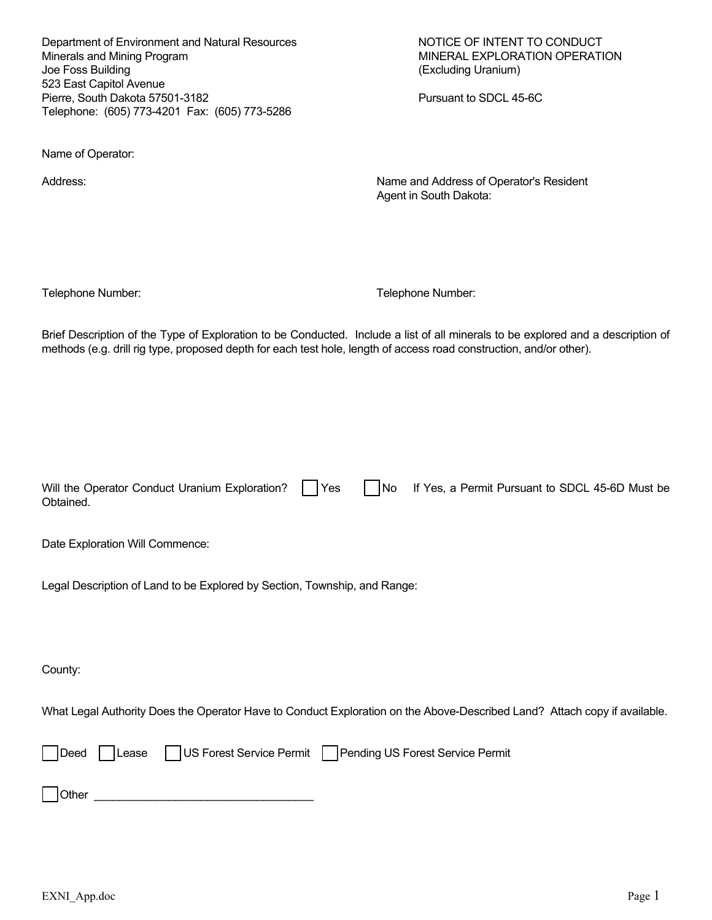Department of Environment and Natural Resources
Minerals and Mining Program
Joe Foss Building
523 East Capitol Avenue
Pierre, South Dakota 57501-3182
Telephone: (605) 773-4201 Fax: (605) 773-5286

NOTICE OF INTENT TO CONDUCT
MINERAL EXPLORATION OPERATION
(Excluding Uranium)

Pursuant to SDCL 45-6C

Name of Operator:

Address:

Name and Address of Operator's Resident Agent in South Dakota:

Telephone Number:

Telephone Number:

Brief Description of the Type of Exploration to be Conducted. Include a list of all minerals to be explored and a description of methods (e.g. drill rig type, proposed depth for each test hole, length of access road construction, and/or other).

Will the Operator Conduct Uranium Exploration? ☐ Yes ☐ No If Yes, a Permit Pursuant to SDCL 45-6D Must be Obtained.

Date Exploration Will Commence:

Legal Description of Land to be Explored by Section, Township, and Range:

County:

What Legal Authority Does the Operator Have to Conduct Exploration on the Above-Described Land? Attach copy if available.

☐ Deed ☐ Lease ☐ US Forest Service Permit ☐ Pending US Forest Service Permit

☐ Other ___________________________________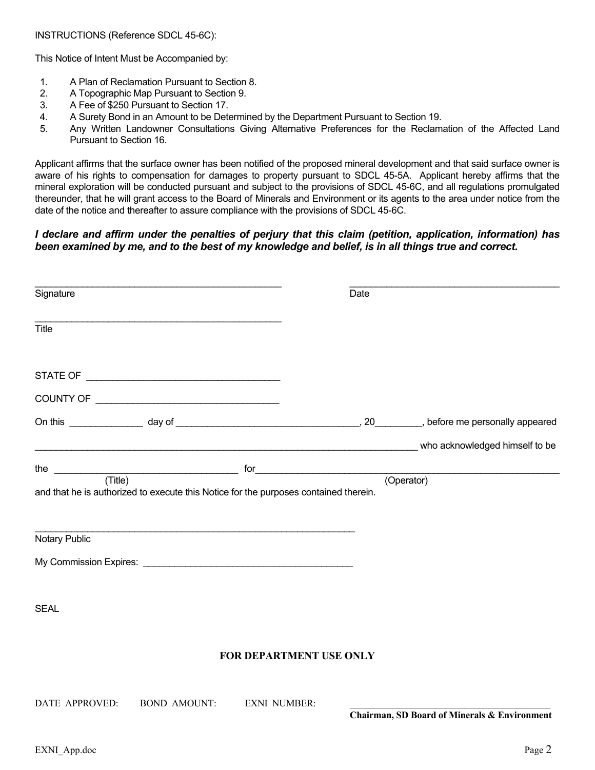INSTRUCTIONS (Reference SDCL 45-6C):

This Notice of Intent Must be Accompanied by:

1. A Plan of Reclamation Pursuant to Section 8.
2. A Topographic Map Pursuant to Section 9.
3. A Fee of $250 Pursuant to Section 17.
4. A Surety Bond in an Amount to be Determined by the Department Pursuant to Section 19.
5. Any Written Landowner Consultations Giving Alternative Preferences for the Reclamation of the Affected Land Pursuant to Section 16.

Applicant affirms that the surface owner has been notified of the proposed mineral development and that said surface owner is aware of his rights to compensation for damages to property pursuant to SDCL 45-5A. Applicant hereby affirms that the mineral exploration will be conducted pursuant and subject to the provisions of SDCL 45-6C, and all regulations promulgated thereunder, that he will grant access to the Board of Minerals and Environment or its agents to the area under notice from the date of the notice and thereafter to assure compliance with the provisions of SDCL 45-6C.

***I declare and affirm under the penalties of perjury that this claim (petition, application, information) has been examined by me, and to the best of my knowledge and belief, is in all things true and correct.***

_______________________________________________ _______________________________________

Signature Date

_______________________________________________

Title

STATE OF ____________________________________

COUNTY OF __________________________________

On this ______________ day of __________________________________, 20________, before me personally appeared

__________________________________________________________________________ who acknowledged himself to be

the ___________________________________ for______________________________________________________________

(Title) (Operator)

and that he is authorized to execute this Notice for the purposes contained therein.

_____________________________________________________________

Notary Public

My Commission Expires: _______________________________________

SEAL

**FOR DEPARTMENT USE ONLY**

DATE APPROVED: BOND AMOUNT: EXNI NUMBER:

_____________________________________________

**Chairman, SD Board of Minerals & Environment**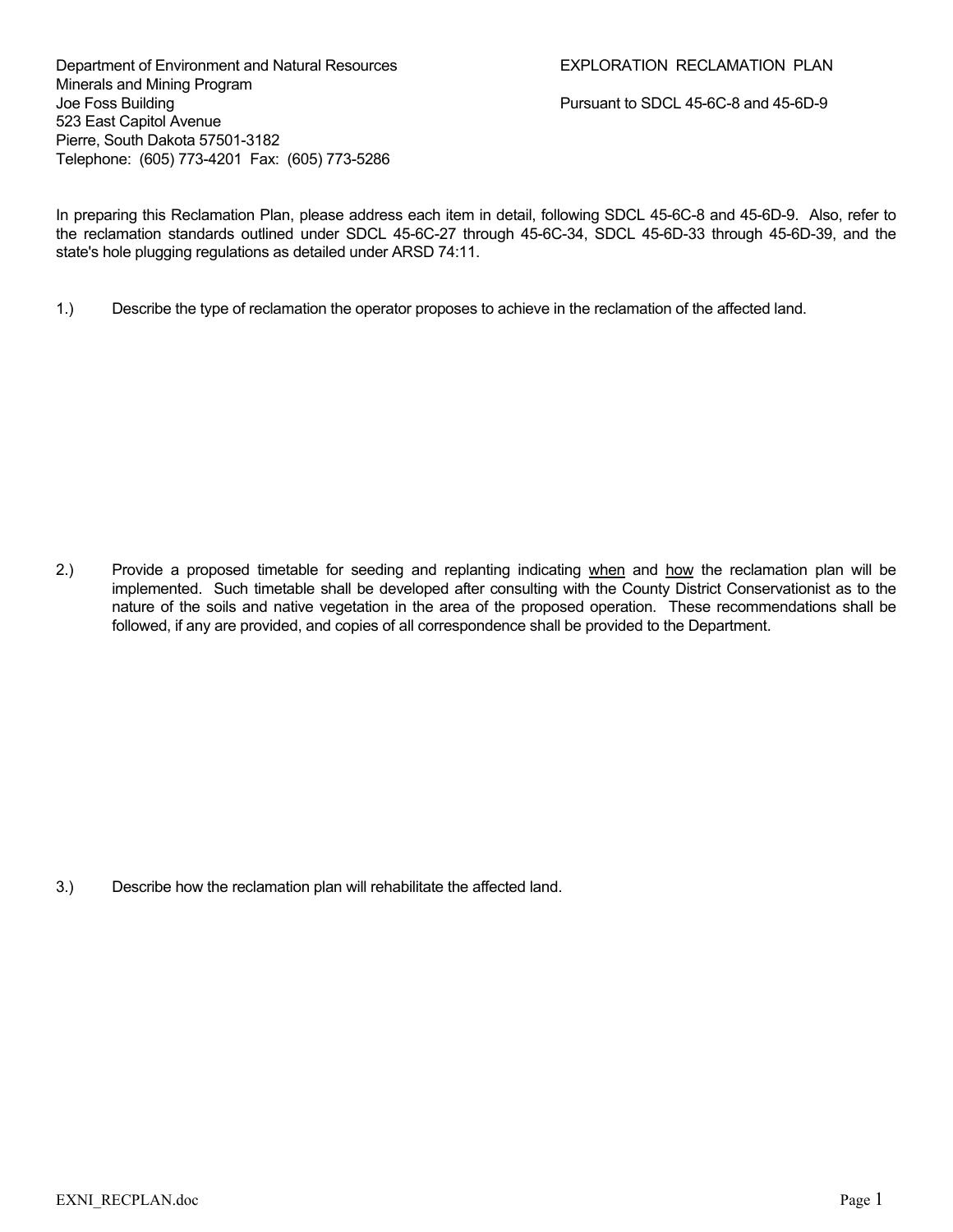Department of Environment and Natural Resources
Minerals and Mining Program
Joe Foss Building
523 East Capitol Avenue
Pierre, South Dakota 57501-3182
Telephone: (605) 773-4201 Fax: (605) 773-5286

# EXPLORATION RECLAMATION PLAN

Pursuant to SDCL 45-6C-8 and 45-6D-9

In preparing this Reclamation Plan, please address each item in detail, following SDCL 45-6C-8 and 45-6D-9. Also, refer to the reclamation standards outlined under SDCL 45-6C-27 through 45-6C-34, SDCL 45-6D-33 through 45-6D-39, and the state's hole plugging regulations as detailed under ARSD 74:11.

1.) Describe the type of reclamation the operator proposes to achieve in the reclamation of the affected land.

2.) Provide a proposed timetable for seeding and replanting indicating <u>when</u> and <u>how</u> the reclamation plan will be implemented. Such timetable shall be developed after consulting with the County District Conservationist as to the nature of the soils and native vegetation in the area of the proposed operation. These recommendations shall be followed, if any are provided, and copies of all correspondence shall be provided to the Department.

3.) Describe how the reclamation plan will rehabilitate the affected land.

EXNI_RECPLAN.doc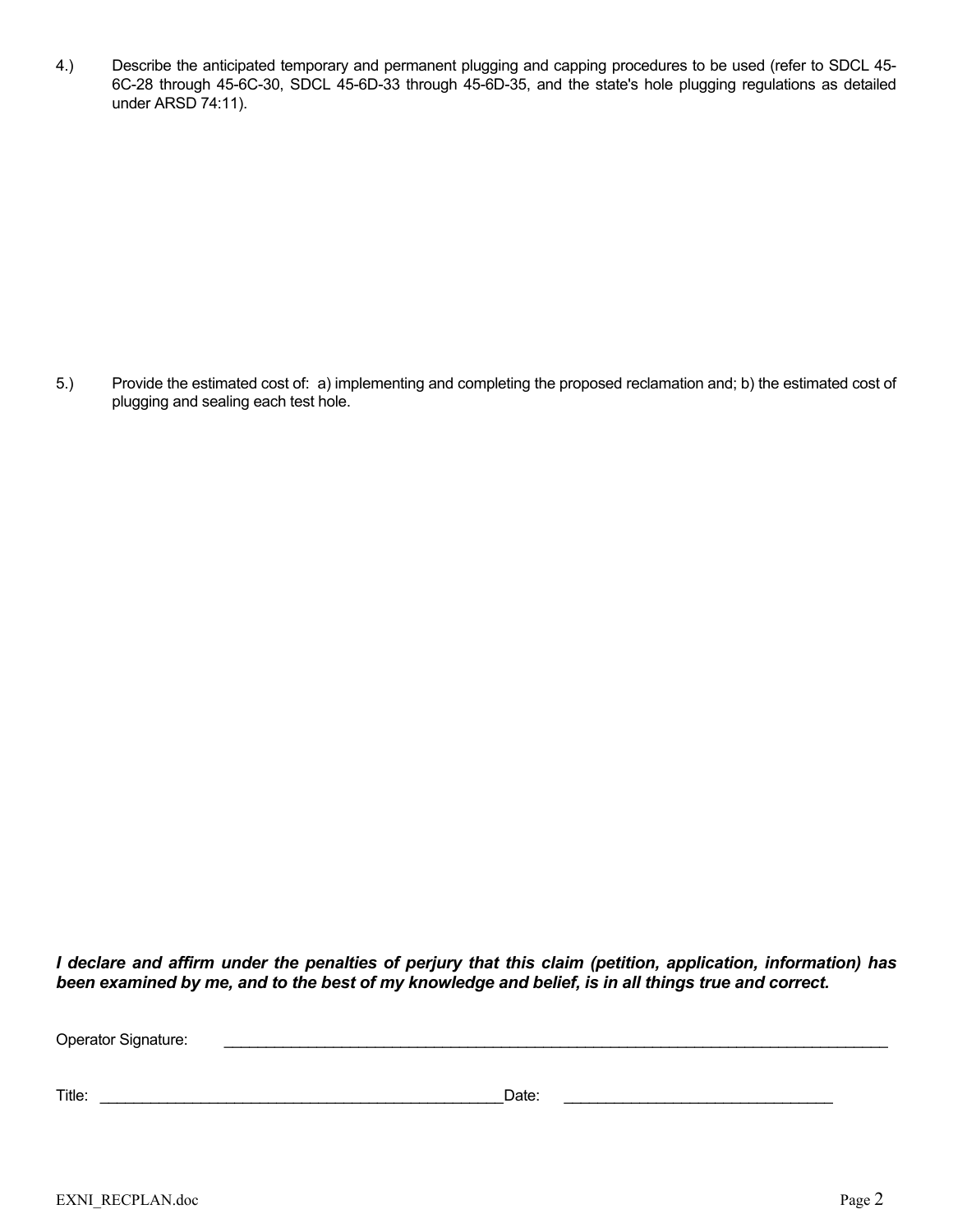4.) Describe the anticipated temporary and permanent plugging and capping procedures to be used (refer to SDCL 45-6C-28 through 45-6C-30, SDCL 45-6D-33 through 45-6D-35, and the state's hole plugging regulations as detailed under ARSD 74:11).

5.) Provide the estimated cost of: a) implementing and completing the proposed reclamation and; b) the estimated cost of plugging and sealing each test hole.

***I declare and affirm under the penalties of perjury that this claim (petition, application, information) has been examined by me, and to the best of my knowledge and belief, is in all things true and correct.***

Operator Signature: ______________________________________________________________________

Title: ____________________________________________ Date: ____________________________

EXNI_RECPLAN.doc